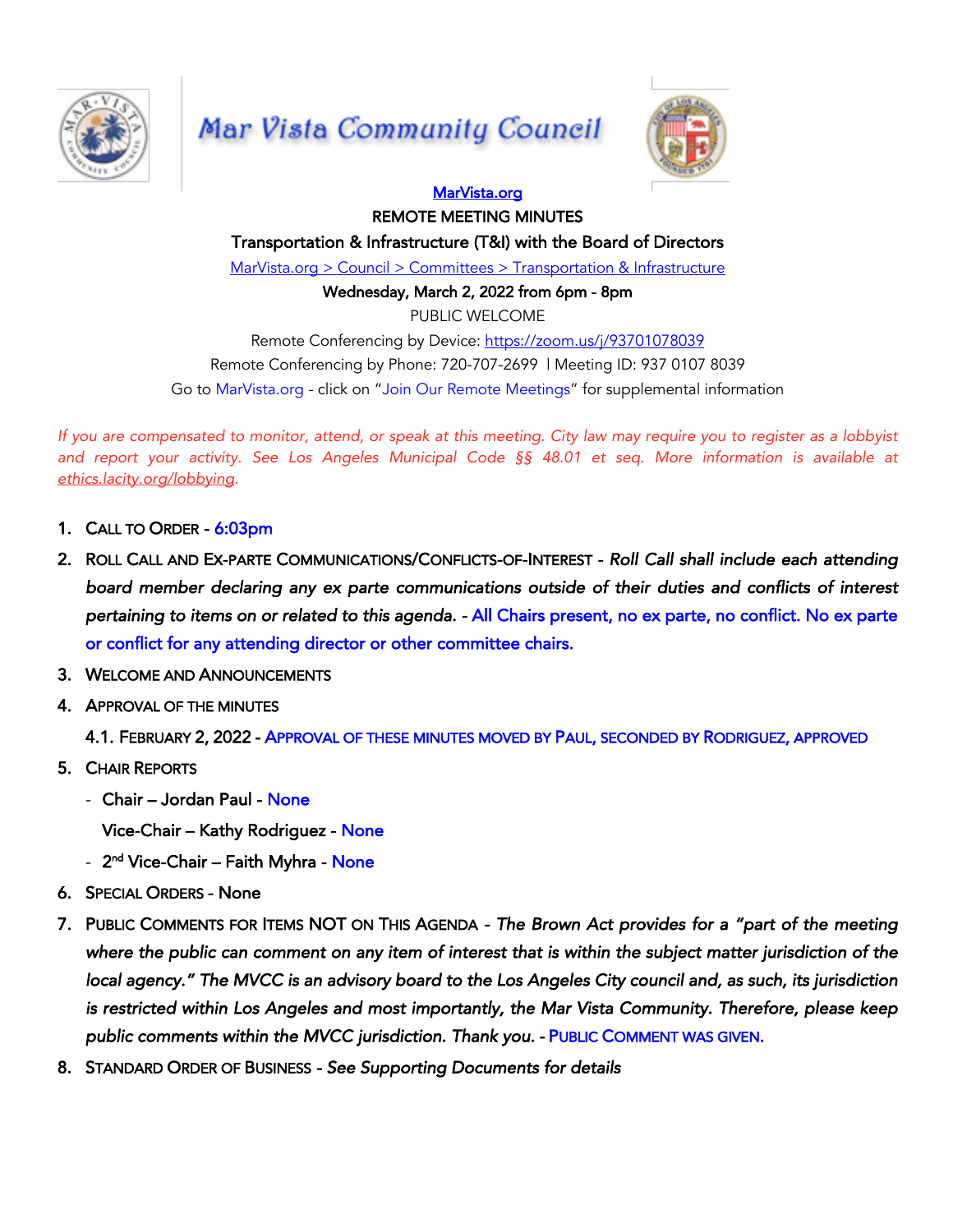# Mar Vista Community Council

MarVista.org

REMOTE MEETING MINUTES

Transportation & Infrastructure (T&I) with the Board of Directors

MarVista.org > Council > Committees > Transportation & Infrastructure

Wednesday, March 2, 2022 from 6pm - 8pm

PUBLIC WELCOME

Remote Conferencing by Device: https://zoom.us/j/93701078039

Remote Conferencing by Phone: 720-707-2699 | Meeting ID: 937 0107 8039

Go to MarVista.org - click on "Join Our Remote Meetings" for supplemental information

*If you are compensated to monitor, attend, or speak at this meeting. City law may require you to register as a lobbyist and report your activity. See Los Angeles Municipal Code §§ 48.01 et seq. More information is available at ethics.lacity.org/lobbying.*

1. CALL TO ORDER - 6:03pm
2. ROLL CALL AND EX-PARTE COMMUNICATIONS/CONFLICTS-OF-INTEREST - *Roll Call shall include each attending board member declaring any ex parte communications outside of their duties and conflicts of interest pertaining to items on or related to this agenda.* - All Chairs present, no ex parte, no conflict. No ex parte or conflict for any attending director or other committee chairs.
3. WELCOME AND ANNOUNCEMENTS
4. APPROVAL OF THE MINUTES
   4.1. FEBRUARY 2, 2022 - APPROVAL OF THESE MINUTES MOVED BY PAUL, SECONDED BY RODRIGUEZ, APPROVED
5. CHAIR REPORTS
   - Chair – Jordan Paul - None
     Vice-Chair – Kathy Rodriguez - None
   - 2nd Vice-Chair – Faith Myhra - None
6. SPECIAL ORDERS - None
7. PUBLIC COMMENTS FOR ITEMS NOT ON THIS AGENDA - *The Brown Act provides for a "part of the meeting where the public can comment on any item of interest that is within the subject matter jurisdiction of the local agency." The MVCC is an advisory board to the Los Angeles City council and, as such, its jurisdiction is restricted within Los Angeles and most importantly, the Mar Vista Community. Therefore, please keep public comments within the MVCC jurisdiction. Thank you.* - PUBLIC COMMENT WAS GIVEN.
8. STANDARD ORDER OF BUSINESS - *See Supporting Documents for details*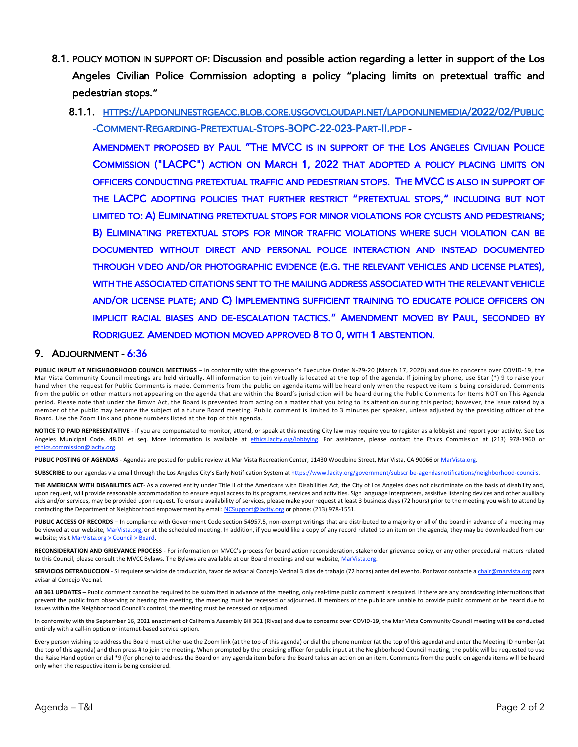8.1. POLICY MOTION IN SUPPORT OF: Discussion and possible action regarding a letter in support of the Los Angeles Civilian Police Commission adopting a policy "placing limits on pretextual traffic and pedestrian stops."

8.1.1. [HTTPS://LAPDONLINESTRGEACC.BLOB.CORE.USGOVCLOUDAPI.NET/LAPDONLINEMEDIA/2022/02/PUBLIC-COMMENT-REGARDING-PRETEXTUAL-STOPS-BOPC-22-023-PART-II.PDF](https://lapdonlinestrgeacc.blob.core.usgovcloudapi.net/lapdonlinemedia/2022/02/Public-Comment-Regarding-Pretextual-Stops-BOPC-22-023-Part-II.pdf) - AMENDMENT PROPOSED BY PAUL "THE MVCC IS IN SUPPORT OF THE LOS ANGELES CIVILIAN POLICE COMMISSION ("LACPC") ACTION ON MARCH 1, 2022 THAT ADOPTED A POLICY PLACING LIMITS ON OFFICERS CONDUCTING PRETEXTUAL TRAFFIC AND PEDESTRIAN STOPS. THE MVCC IS ALSO IN SUPPORT OF THE LACPC ADOPTING POLICIES THAT FURTHER RESTRICT "PRETEXTUAL STOPS," INCLUDING BUT NOT LIMITED TO: A) ELIMINATING PRETEXTUAL STOPS FOR MINOR VIOLATIONS FOR CYCLISTS AND PEDESTRIANS; B) ELIMINATING PRETEXTUAL STOPS FOR MINOR TRAFFIC VIOLATIONS WHERE SUCH VIOLATION CAN BE DOCUMENTED WITHOUT DIRECT AND PERSONAL POLICE INTERACTION AND INSTEAD DOCUMENTED THROUGH VIDEO AND/OR PHOTOGRAPHIC EVIDENCE (E.G. THE RELEVANT VEHICLES AND LICENSE PLATES), WITH THE ASSOCIATED CITATIONS SENT TO THE MAILING ADDRESS ASSOCIATED WITH THE RELEVANT VEHICLE AND/OR LICENSE PLATE; AND C) IMPLEMENTING SUFFICIENT TRAINING TO EDUCATE POLICE OFFICERS ON IMPLICIT RACIAL BIASES AND DE-ESCALATION TACTICS." AMENDMENT MOVED BY PAUL, SECONDED BY RODRIGUEZ. AMENDED MOTION MOVED APPROVED 8 TO 0, WITH 1 ABSTENTION.

## 9. ADJOURNMENT - 6:36

**PUBLIC INPUT AT NEIGHBORHOOD COUNCIL MEETINGS** – In conformity with the governor's Executive Order N-29-20 (March 17, 2020) and due to concerns over COVID-19, the Mar Vista Community Council meetings are held virtually. All information to join virtually is located at the top of the agenda. If joining by phone, use Star (*) 9 to raise your hand when the request for Public Comments is made. Comments from the public on agenda items will be heard only when the respective item is being considered. Comments from the public on other matters not appearing on the agenda that are within the Board's jurisdiction will be heard during the Public Comments for Items NOT on This Agenda period. Please note that under the Brown Act, the Board is prevented from acting on a matter that you bring to its attention during this period; however, the issue raised by a member of the public may become the subject of a future Board meeting. Public comment is limited to 3 minutes per speaker, unless adjusted by the presiding officer of the Board. Use the Zoom Link and phone numbers listed at the top of this agenda.

**NOTICE TO PAID REPRESENTATIVE** - If you are compensated to monitor, attend, or speak at this meeting City law may require you to register as a lobbyist and report your activity. See Los Angeles Municipal Code. 48.01 et seq. More information is available at [ethics.lacity.org/lobbying](ethics.lacity.org/lobbying). For assistance, please contact the Ethics Commission at (213) 978-1960 or [ethics.commission@lacity.org](mailto:ethics.commission@lacity.org).

**PUBLIC POSTING OF AGENDAS** - Agendas are posted for public review at Mar Vista Recreation Center, 11430 Woodbine Street, Mar Vista, CA 90066 or [MarVista.org](MarVista.org).

**SUBSCRIBE** to our agendas via email through the Los Angeles City's Early Notification System at [https://www.lacity.org/government/subscribe-agendasnotifications/neighborhood-councils](https://www.lacity.org/government/subscribe-agendasnotifications/neighborhood-councils).

**THE AMERICAN WITH DISABILITIES ACT**- As a covered entity under Title II of the Americans with Disabilities Act, the City of Los Angeles does not discriminate on the basis of disability and, upon request, will provide reasonable accommodation to ensure equal access to its programs, services and activities. Sign language interpreters, assistive listening devices and other auxiliary aids and/or services, may be provided upon request. To ensure availability of services, please make your request at least 3 business days (72 hours) prior to the meeting you wish to attend by contacting the Department of Neighborhood empowerment by email: [NCSupport@lacity.org](mailto:NCSupport@lacity.org) or phone: (213) 978-1551.

**PUBLIC ACCESS OF RECORDS** – In compliance with Government Code section 54957.5, non-exempt writings that are distributed to a majority or all of the board in advance of a meeting may be viewed at our website, [MarVista.org](MarVista.org), or at the scheduled meeting. In addition, if you would like a copy of any record related to an item on the agenda, they may be downloaded from our website; visit [MarVista.org > Council > Board](MarVista.org).

**RECONSIDERATION AND GRIEVANCE PROCESS** - For information on MVCC's process for board action reconsideration, stakeholder grievance policy, or any other procedural matters related to this Council, please consult the MVCC Bylaws. The Bylaws are available at our Board meetings and our website, [MarVista.org](MarVista.org).

**SERVICIOS DETRADUCCION** - Si requiere servicios de traducción, favor de avisar al Concejo Vecinal 3 días de trabajo (72 horas) antes del evento. Por favor contacte a [chair@marvista.org](mailto:chair@marvista.org) para avisar al Concejo Vecinal.

**AB 361 UPDATES** – Public comment cannot be required to be submitted in advance of the meeting, only real-time public comment is required. If there are any broadcasting interruptions that prevent the public from observing or hearing the meeting, the meeting must be recessed or adjourned. If members of the public are unable to provide public comment or be heard due to issues within the Neighborhood Council's control, the meeting must be recessed or adjourned.

In conformity with the September 16, 2021 enactment of California Assembly Bill 361 (Rivas) and due to concerns over COVID-19, the Mar Vista Community Council meeting will be conducted entirely with a call-in option or internet-based service option.

Every person wishing to address the Board must either use the Zoom link (at the top of this agenda) or dial the phone number (at the top of this agenda) and enter the Meeting ID number (at the top of this agenda) and then press # to join the meeting. When prompted by the presiding officer for public input at the Neighborhood Council meeting, the public will be requested to use the Raise Hand option or dial *9 (for phone) to address the Board on any agenda item before the Board takes an action on an item. Comments from the public on agenda items will be heard only when the respective item is being considered.